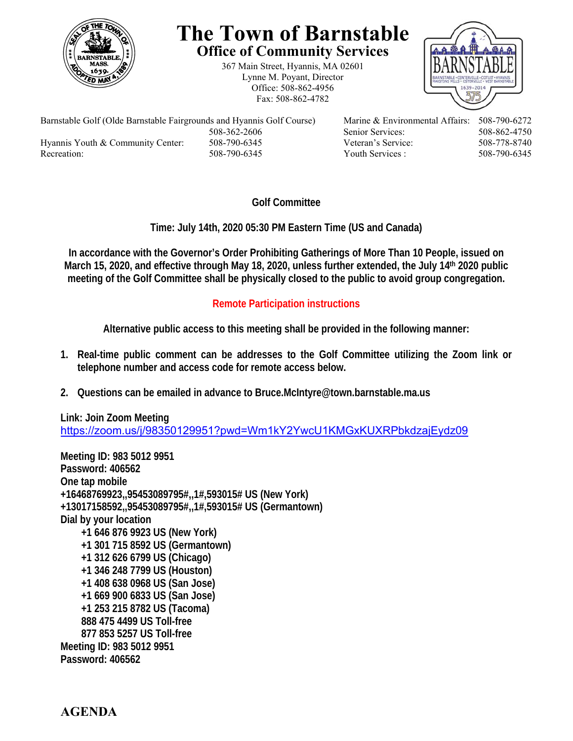# The Town of Barnstable

## Office of Community Services

367 Main Street, Hyannis, MA 02601
Lynne M. Poyant, Director
Office: 508-862-4956
Fax: 508-862-4782

| | | | |
|---|---|---|---|
| Barnstable Golf (Olde Barnstable Fairgrounds and Hyannis Golf Course) | 508-362-2606 | Marine & Environmental Affairs: | 508-790-6272 |
| | | Senior Services: | 508-862-4750 |
| Hyannis Youth & Community Center: | 508-790-6345 | Veteran's Service: | 508-778-8740 |
| Recreation: | 508-790-6345 | Youth Services : | 508-790-6345 |

**Golf Committee**

**Time: July 14th, 2020 05:30 PM Eastern Time (US and Canada)**

**In accordance with the Governor's Order Prohibiting Gatherings of More Than 10 People, issued on March 15, 2020, and effective through May 18, 2020, unless further extended, the July 14th 2020 public meeting of the Golf Committee shall be physically closed to the public to avoid group congregation.**

**Remote Participation instructions**

**Alternative public access to this meeting shall be provided in the following manner:**

1. **Real-time public comment can be addresses to the Golf Committee utilizing the Zoom link or telephone number and access code for remote access below.**
2. **Questions can be emailed in advance to Bruce.McIntyre@town.barnstable.ma.us**

**Link: Join Zoom Meeting**
https://zoom.us/j/98350129951?pwd=Wm1kY2YwcU1KMGxKUXRPbkdzajEydz09

**Meeting ID: 983 5012 9951**
**Password: 406562**
**One tap mobile**
**+16468769923,,95453089795#,,1#,593015# US (New York)**
**+13017158592,,95453089795#,,1#,593015# US (Germantown)**
**Dial by your location**
- **+1 646 876 9923 US (New York)**
- **+1 301 715 8592 US (Germantown)**
- **+1 312 626 6799 US (Chicago)**
- **+1 346 248 7799 US (Houston)**
- **+1 408 638 0968 US (San Jose)**
- **+1 669 900 6833 US (San Jose)**
- **+1 253 215 8782 US (Tacoma)**
- **888 475 4499 US Toll-free**
- **877 853 5257 US Toll-free**

**Meeting ID: 983 5012 9951**
**Password: 406562**

## AGENDA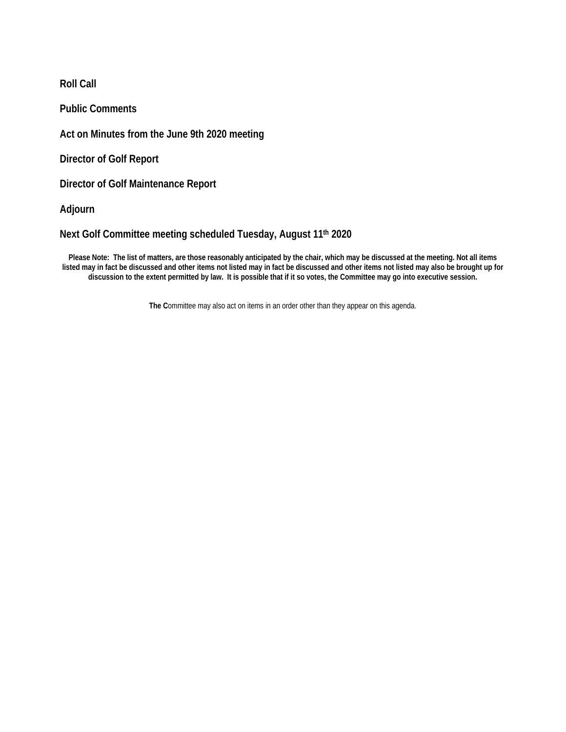**Roll Call**

**Public Comments**

**Act on Minutes from the June 9th 2020 meeting**

**Director of Golf Report**

**Director of Golf Maintenance Report**

**Adjourn**

**Next Golf Committee meeting scheduled Tuesday, August 11th 2020**

**Please Note: The list of matters, are those reasonably anticipated by the chair, which may be discussed at the meeting. Not all items listed may in fact be discussed and other items not listed may in fact be discussed and other items not listed may also be brought up for discussion to the extent permitted by law. It is possible that if it so votes, the Committee may go into executive session.**

**The C**ommittee may also act on items in an order other than they appear on this agenda.